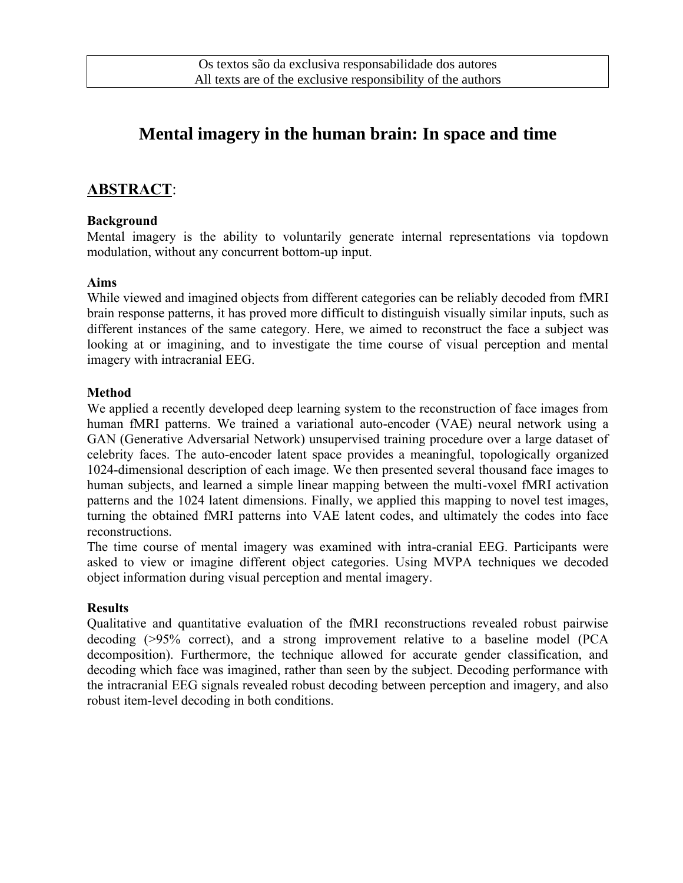Os textos são da exclusiva responsabilidade dos autores
All texts are of the exclusive responsibility of the authors

# Mental imagery in the human brain: In space and time

## ABSTRACT:

**Background**

Mental imagery is the ability to voluntarily generate internal representations via topdown modulation, without any concurrent bottom-up input.

**Aims**

While viewed and imagined objects from different categories can be reliably decoded from fMRI brain response patterns, it has proved more difficult to distinguish visually similar inputs, such as different instances of the same category. Here, we aimed to reconstruct the face a subject was looking at or imagining, and to investigate the time course of visual perception and mental imagery with intracranial EEG.

**Method**

We applied a recently developed deep learning system to the reconstruction of face images from human fMRI patterns. We trained a variational auto-encoder (VAE) neural network using a GAN (Generative Adversarial Network) unsupervised training procedure over a large dataset of celebrity faces. The auto-encoder latent space provides a meaningful, topologically organized 1024-dimensional description of each image. We then presented several thousand face images to human subjects, and learned a simple linear mapping between the multi-voxel fMRI activation patterns and the 1024 latent dimensions. Finally, we applied this mapping to novel test images, turning the obtained fMRI patterns into VAE latent codes, and ultimately the codes into face reconstructions.

The time course of mental imagery was examined with intra-cranial EEG. Participants were asked to view or imagine different object categories. Using MVPA techniques we decoded object information during visual perception and mental imagery.

**Results**

Qualitative and quantitative evaluation of the fMRI reconstructions revealed robust pairwise decoding (>95% correct), and a strong improvement relative to a baseline model (PCA decomposition). Furthermore, the technique allowed for accurate gender classification, and decoding which face was imagined, rather than seen by the subject. Decoding performance with the intracranial EEG signals revealed robust decoding between perception and imagery, and also robust item-level decoding in both conditions.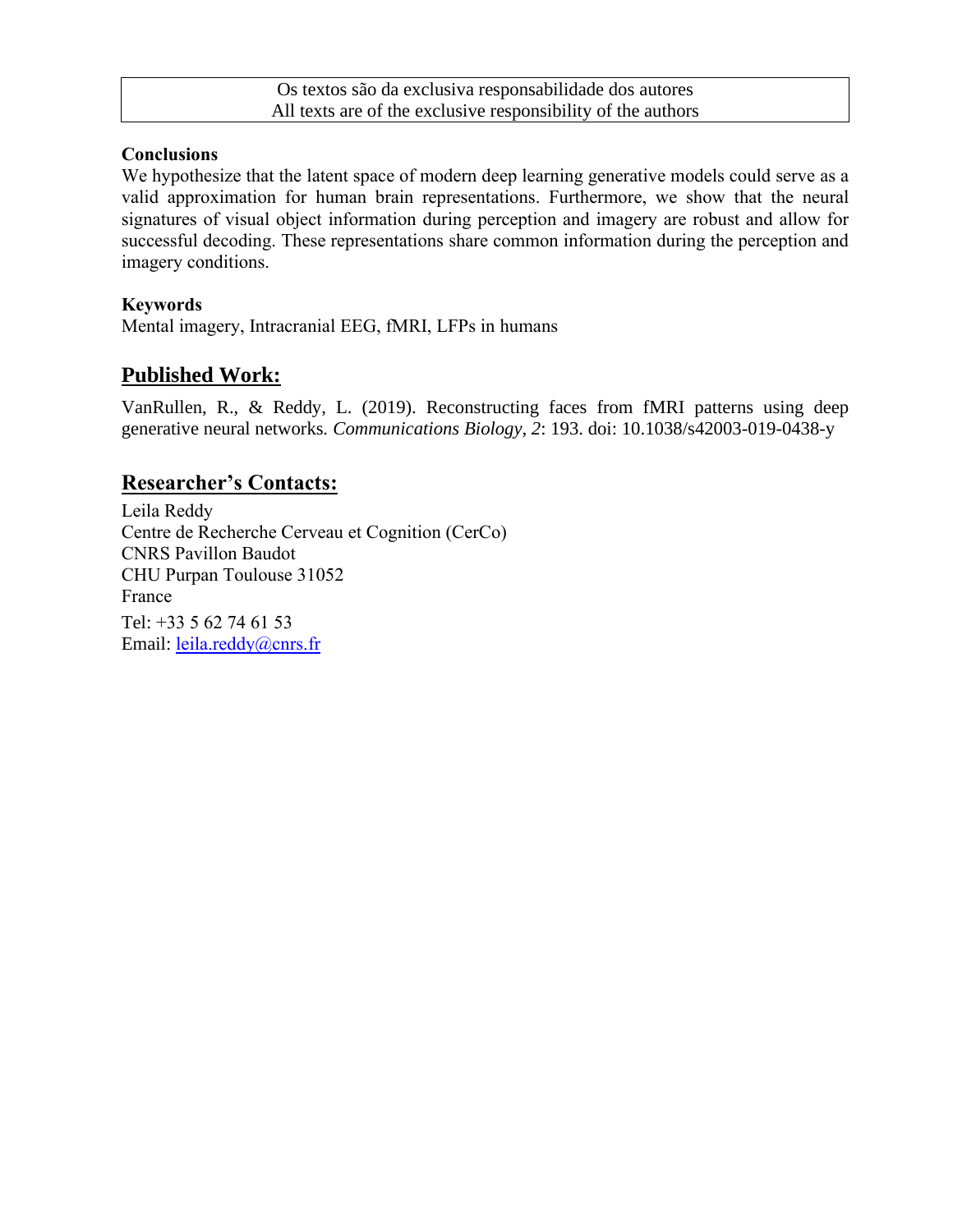Os textos são da exclusiva responsabilidade dos autores
All texts are of the exclusive responsibility of the authors

**Conclusions**

We hypothesize that the latent space of modern deep learning generative models could serve as a valid approximation for human brain representations. Furthermore, we show that the neural signatures of visual object information during perception and imagery are robust and allow for successful decoding. These representations share common information during the perception and imagery conditions.

**Keywords**

Mental imagery, Intracranial EEG, fMRI, LFPs in humans

## Published Work:

VanRullen, R., & Reddy, L. (2019). Reconstructing faces from fMRI patterns using deep generative neural networks. *Communications Biology*, *2*: 193. doi: 10.1038/s42003-019-0438-y

## Researcher's Contacts:

Leila Reddy
Centre de Recherche Cerveau et Cognition (CerCo)
CNRS Pavillon Baudot
CHU Purpan Toulouse 31052
France
Tel: +33 5 62 74 61 53
Email: leila.reddy@cnrs.fr